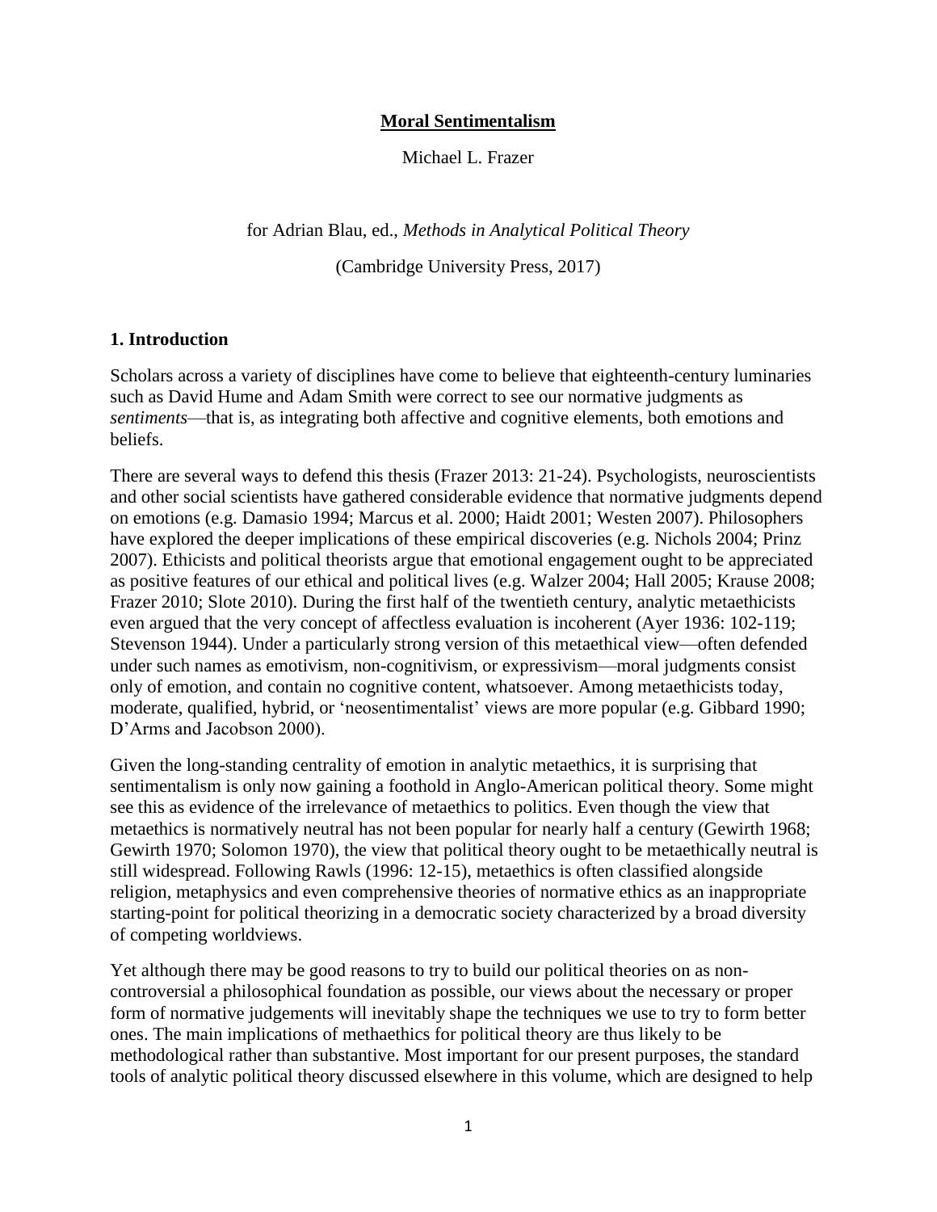**Moral Sentimentalism**

Michael L. Frazer

for Adrian Blau, ed., *Methods in Analytical Political Theory*

(Cambridge University Press, 2017)

## 1. Introduction

Scholars across a variety of disciplines have come to believe that eighteenth-century luminaries such as David Hume and Adam Smith were correct to see our normative judgments as *sentiments*—that is, as integrating both affective and cognitive elements, both emotions and beliefs.

There are several ways to defend this thesis (Frazer 2013: 21-24). Psychologists, neuroscientists and other social scientists have gathered considerable evidence that normative judgments depend on emotions (e.g. Damasio 1994; Marcus et al. 2000; Haidt 2001; Westen 2007). Philosophers have explored the deeper implications of these empirical discoveries (e.g. Nichols 2004; Prinz 2007). Ethicists and political theorists argue that emotional engagement ought to be appreciated as positive features of our ethical and political lives (e.g. Walzer 2004; Hall 2005; Krause 2008; Frazer 2010; Slote 2010). During the first half of the twentieth century, analytic metaethicists even argued that the very concept of affectless evaluation is incoherent (Ayer 1936: 102-119; Stevenson 1944). Under a particularly strong version of this metaethical view—often defended under such names as emotivism, non-cognitivism, or expressivism—moral judgments consist only of emotion, and contain no cognitive content, whatsoever. Among metaethicists today, moderate, qualified, hybrid, or 'neosentimentalist' views are more popular (e.g. Gibbard 1990; D'Arms and Jacobson 2000).

Given the long-standing centrality of emotion in analytic metaethics, it is surprising that sentimentalism is only now gaining a foothold in Anglo-American political theory. Some might see this as evidence of the irrelevance of metaethics to politics. Even though the view that metaethics is normatively neutral has not been popular for nearly half a century (Gewirth 1968; Gewirth 1970; Solomon 1970), the view that political theory ought to be metaethically neutral is still widespread. Following Rawls (1996: 12-15), metaethics is often classified alongside religion, metaphysics and even comprehensive theories of normative ethics as an inappropriate starting-point for political theorizing in a democratic society characterized by a broad diversity of competing worldviews.

Yet although there may be good reasons to try to build our political theories on as non-controversial a philosophical foundation as possible, our views about the necessary or proper form of normative judgements will inevitably shape the techniques we use to try to form better ones. The main implications of methaethics for political theory are thus likely to be methodological rather than substantive. Most important for our present purposes, the standard tools of analytic political theory discussed elsewhere in this volume, which are designed to help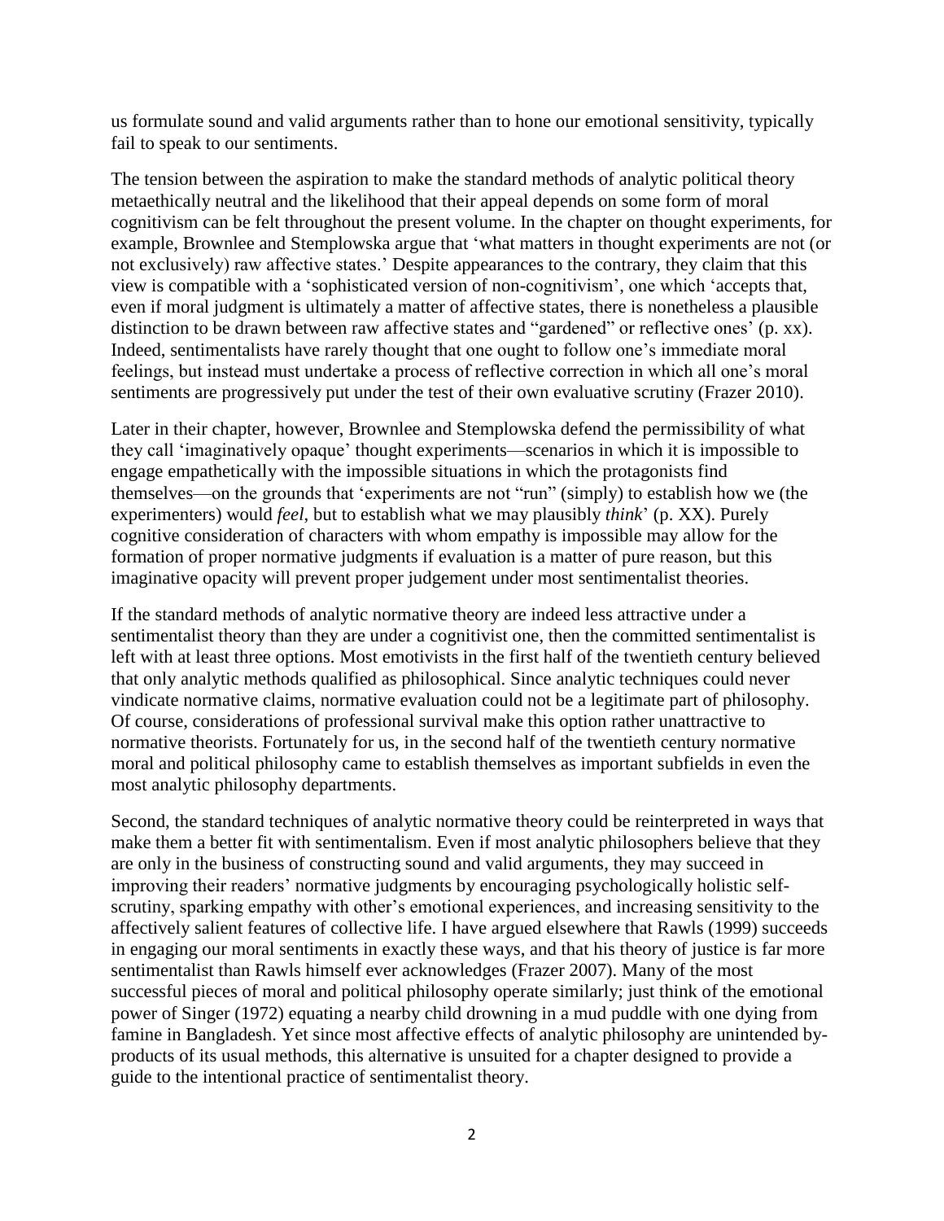us formulate sound and valid arguments rather than to hone our emotional sensitivity, typically fail to speak to our sentiments.

The tension between the aspiration to make the standard methods of analytic political theory metaethically neutral and the likelihood that their appeal depends on some form of moral cognitivism can be felt throughout the present volume. In the chapter on thought experiments, for example, Brownlee and Stemplowska argue that 'what matters in thought experiments are not (or not exclusively) raw affective states.' Despite appearances to the contrary, they claim that this view is compatible with a 'sophisticated version of non-cognitivism', one which 'accepts that, even if moral judgment is ultimately a matter of affective states, there is nonetheless a plausible distinction to be drawn between raw affective states and "gardened" or reflective ones' (p. xx). Indeed, sentimentalists have rarely thought that one ought to follow one's immediate moral feelings, but instead must undertake a process of reflective correction in which all one's moral sentiments are progressively put under the test of their own evaluative scrutiny (Frazer 2010).

Later in their chapter, however, Brownlee and Stemplowska defend the permissibility of what they call 'imaginatively opaque' thought experiments—scenarios in which it is impossible to engage empathetically with the impossible situations in which the protagonists find themselves—on the grounds that 'experiments are not "run" (simply) to establish how we (the experimenters) would *feel*, but to establish what we may plausibly *think*' (p. XX). Purely cognitive consideration of characters with whom empathy is impossible may allow for the formation of proper normative judgments if evaluation is a matter of pure reason, but this imaginative opacity will prevent proper judgement under most sentimentalist theories.

If the standard methods of analytic normative theory are indeed less attractive under a sentimentalist theory than they are under a cognitivist one, then the committed sentimentalist is left with at least three options. Most emotivists in the first half of the twentieth century believed that only analytic methods qualified as philosophical. Since analytic techniques could never vindicate normative claims, normative evaluation could not be a legitimate part of philosophy. Of course, considerations of professional survival make this option rather unattractive to normative theorists. Fortunately for us, in the second half of the twentieth century normative moral and political philosophy came to establish themselves as important subfields in even the most analytic philosophy departments.

Second, the standard techniques of analytic normative theory could be reinterpreted in ways that make them a better fit with sentimentalism. Even if most analytic philosophers believe that they are only in the business of constructing sound and valid arguments, they may succeed in improving their readers' normative judgments by encouraging psychologically holistic self-scrutiny, sparking empathy with other's emotional experiences, and increasing sensitivity to the affectively salient features of collective life. I have argued elsewhere that Rawls (1999) succeeds in engaging our moral sentiments in exactly these ways, and that his theory of justice is far more sentimentalist than Rawls himself ever acknowledges (Frazer 2007). Many of the most successful pieces of moral and political philosophy operate similarly; just think of the emotional power of Singer (1972) equating a nearby child drowning in a mud puddle with one dying from famine in Bangladesh. Yet since most affective effects of analytic philosophy are unintended by-products of its usual methods, this alternative is unsuited for a chapter designed to provide a guide to the intentional practice of sentimentalist theory.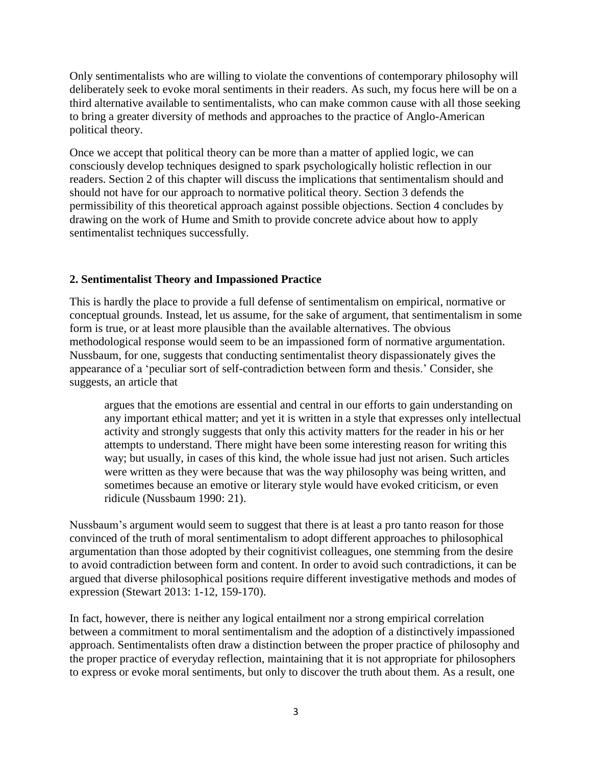Only sentimentalists who are willing to violate the conventions of contemporary philosophy will deliberately seek to evoke moral sentiments in their readers. As such, my focus here will be on a third alternative available to sentimentalists, who can make common cause with all those seeking to bring a greater diversity of methods and approaches to the practice of Anglo-American political theory.

Once we accept that political theory can be more than a matter of applied logic, we can consciously develop techniques designed to spark psychologically holistic reflection in our readers. Section 2 of this chapter will discuss the implications that sentimentalism should and should not have for our approach to normative political theory. Section 3 defends the permissibility of this theoretical approach against possible objections. Section 4 concludes by drawing on the work of Hume and Smith to provide concrete advice about how to apply sentimentalist techniques successfully.

## 2. Sentimentalist Theory and Impassioned Practice

This is hardly the place to provide a full defense of sentimentalism on empirical, normative or conceptual grounds. Instead, let us assume, for the sake of argument, that sentimentalism in some form is true, or at least more plausible than the available alternatives. The obvious methodological response would seem to be an impassioned form of normative argumentation. Nussbaum, for one, suggests that conducting sentimentalist theory dispassionately gives the appearance of a 'peculiar sort of self-contradiction between form and thesis.' Consider, she suggests, an article that

> argues that the emotions are essential and central in our efforts to gain understanding on any important ethical matter; and yet it is written in a style that expresses only intellectual activity and strongly suggests that only this activity matters for the reader in his or her attempts to understand. There might have been some interesting reason for writing this way; but usually, in cases of this kind, the whole issue had just not arisen. Such articles were written as they were because that was the way philosophy was being written, and sometimes because an emotive or literary style would have evoked criticism, or even ridicule (Nussbaum 1990: 21).

Nussbaum's argument would seem to suggest that there is at least a pro tanto reason for those convinced of the truth of moral sentimentalism to adopt different approaches to philosophical argumentation than those adopted by their cognitivist colleagues, one stemming from the desire to avoid contradiction between form and content. In order to avoid such contradictions, it can be argued that diverse philosophical positions require different investigative methods and modes of expression (Stewart 2013: 1-12, 159-170).

In fact, however, there is neither any logical entailment nor a strong empirical correlation between a commitment to moral sentimentalism and the adoption of a distinctively impassioned approach. Sentimentalists often draw a distinction between the proper practice of philosophy and the proper practice of everyday reflection, maintaining that it is not appropriate for philosophers to express or evoke moral sentiments, but only to discover the truth about them. As a result, one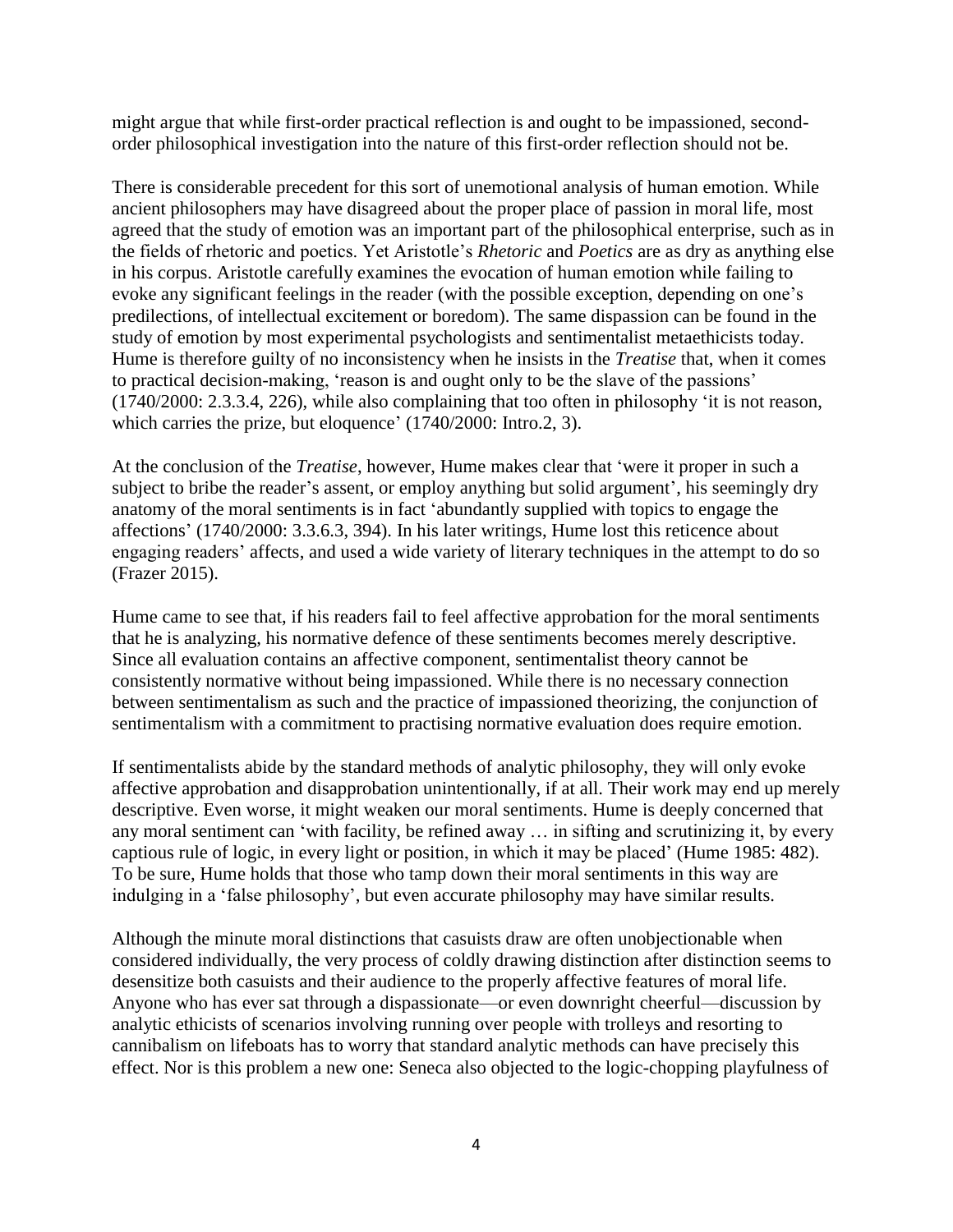might argue that while first-order practical reflection is and ought to be impassioned, second-order philosophical investigation into the nature of this first-order reflection should not be.

There is considerable precedent for this sort of unemotional analysis of human emotion. While ancient philosophers may have disagreed about the proper place of passion in moral life, most agreed that the study of emotion was an important part of the philosophical enterprise, such as in the fields of rhetoric and poetics. Yet Aristotle's *Rhetoric* and *Poetics* are as dry as anything else in his corpus. Aristotle carefully examines the evocation of human emotion while failing to evoke any significant feelings in the reader (with the possible exception, depending on one's predilections, of intellectual excitement or boredom). The same dispassion can be found in the study of emotion by most experimental psychologists and sentimentalist metaethicists today. Hume is therefore guilty of no inconsistency when he insists in the *Treatise* that, when it comes to practical decision-making, 'reason is and ought only to be the slave of the passions' (1740/2000: 2.3.3.4, 226), while also complaining that too often in philosophy 'it is not reason, which carries the prize, but eloquence' (1740/2000: Intro.2, 3).

At the conclusion of the *Treatise*, however, Hume makes clear that 'were it proper in such a subject to bribe the reader's assent, or employ anything but solid argument', his seemingly dry anatomy of the moral sentiments is in fact 'abundantly supplied with topics to engage the affections' (1740/2000: 3.3.6.3, 394). In his later writings, Hume lost this reticence about engaging readers' affects, and used a wide variety of literary techniques in the attempt to do so (Frazer 2015).

Hume came to see that, if his readers fail to feel affective approbation for the moral sentiments that he is analyzing, his normative defence of these sentiments becomes merely descriptive. Since all evaluation contains an affective component, sentimentalist theory cannot be consistently normative without being impassioned. While there is no necessary connection between sentimentalism as such and the practice of impassioned theorizing, the conjunction of sentimentalism with a commitment to practising normative evaluation does require emotion.

If sentimentalists abide by the standard methods of analytic philosophy, they will only evoke affective approbation and disapprobation unintentionally, if at all. Their work may end up merely descriptive. Even worse, it might weaken our moral sentiments. Hume is deeply concerned that any moral sentiment can 'with facility, be refined away … in sifting and scrutinizing it, by every captious rule of logic, in every light or position, in which it may be placed' (Hume 1985: 482). To be sure, Hume holds that those who tamp down their moral sentiments in this way are indulging in a 'false philosophy', but even accurate philosophy may have similar results.

Although the minute moral distinctions that casuists draw are often unobjectionable when considered individually, the very process of coldly drawing distinction after distinction seems to desensitize both casuists and their audience to the properly affective features of moral life. Anyone who has ever sat through a dispassionate—or even downright cheerful—discussion by analytic ethicists of scenarios involving running over people with trolleys and resorting to cannibalism on lifeboats has to worry that standard analytic methods can have precisely this effect. Nor is this problem a new one: Seneca also objected to the logic-chopping playfulness of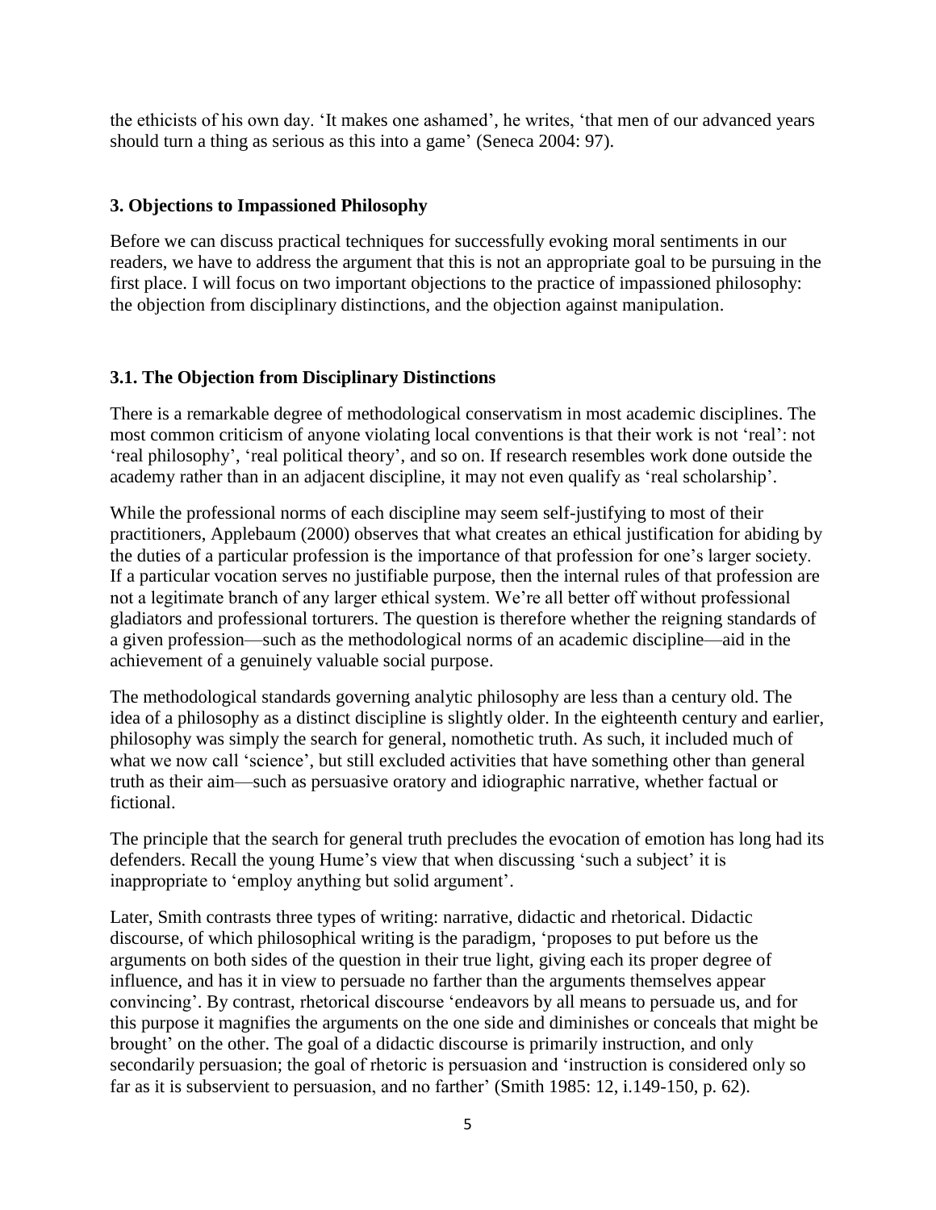the ethicists of his own day. 'It makes one ashamed', he writes, 'that men of our advanced years should turn a thing as serious as this into a game' (Seneca 2004: 97).

## 3. Objections to Impassioned Philosophy

Before we can discuss practical techniques for successfully evoking moral sentiments in our readers, we have to address the argument that this is not an appropriate goal to be pursuing in the first place. I will focus on two important objections to the practice of impassioned philosophy: the objection from disciplinary distinctions, and the objection against manipulation.

### 3.1. The Objection from Disciplinary Distinctions

There is a remarkable degree of methodological conservatism in most academic disciplines. The most common criticism of anyone violating local conventions is that their work is not 'real': not 'real philosophy', 'real political theory', and so on. If research resembles work done outside the academy rather than in an adjacent discipline, it may not even qualify as 'real scholarship'.

While the professional norms of each discipline may seem self-justifying to most of their practitioners, Applebaum (2000) observes that what creates an ethical justification for abiding by the duties of a particular profession is the importance of that profession for one's larger society. If a particular vocation serves no justifiable purpose, then the internal rules of that profession are not a legitimate branch of any larger ethical system. We're all better off without professional gladiators and professional torturers. The question is therefore whether the reigning standards of a given profession—such as the methodological norms of an academic discipline—aid in the achievement of a genuinely valuable social purpose.

The methodological standards governing analytic philosophy are less than a century old. The idea of a philosophy as a distinct discipline is slightly older. In the eighteenth century and earlier, philosophy was simply the search for general, nomothetic truth. As such, it included much of what we now call 'science', but still excluded activities that have something other than general truth as their aim—such as persuasive oratory and idiographic narrative, whether factual or fictional.

The principle that the search for general truth precludes the evocation of emotion has long had its defenders. Recall the young Hume's view that when discussing 'such a subject' it is inappropriate to 'employ anything but solid argument'.

Later, Smith contrasts three types of writing: narrative, didactic and rhetorical. Didactic discourse, of which philosophical writing is the paradigm, 'proposes to put before us the arguments on both sides of the question in their true light, giving each its proper degree of influence, and has it in view to persuade no farther than the arguments themselves appear convincing'. By contrast, rhetorical discourse 'endeavors by all means to persuade us, and for this purpose it magnifies the arguments on the one side and diminishes or conceals that might be brought' on the other. The goal of a didactic discourse is primarily instruction, and only secondarily persuasion; the goal of rhetoric is persuasion and 'instruction is considered only so far as it is subservient to persuasion, and no farther' (Smith 1985: 12, i.149-150, p. 62).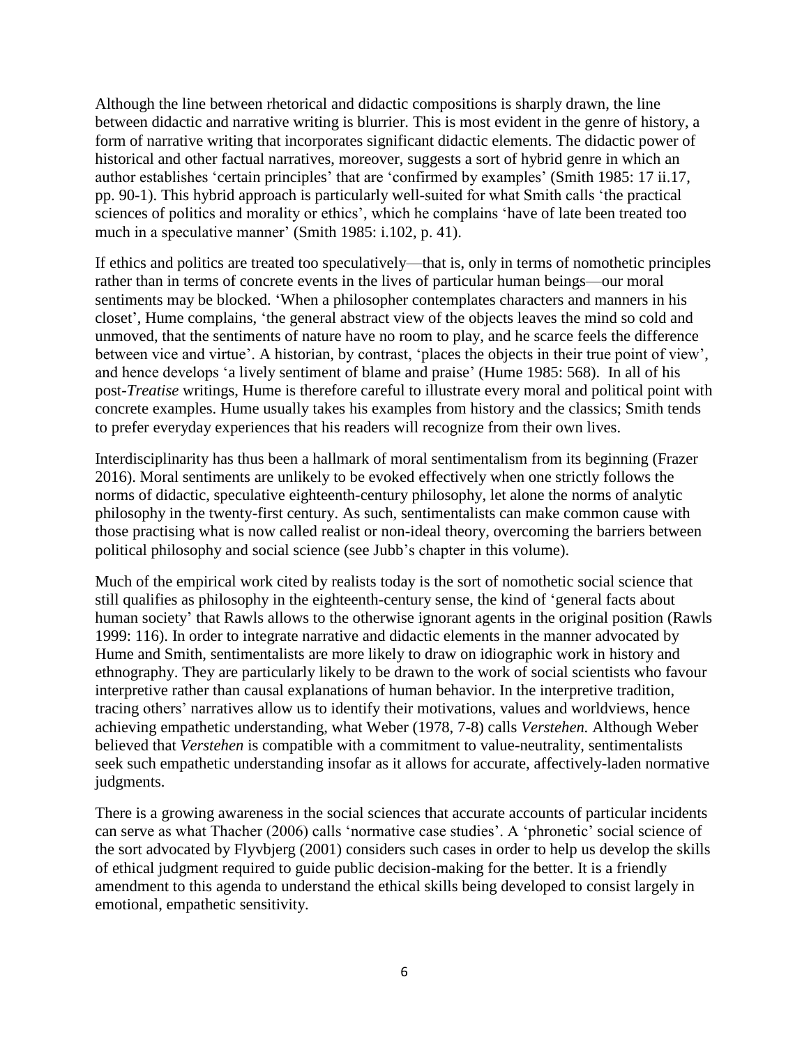Although the line between rhetorical and didactic compositions is sharply drawn, the line between didactic and narrative writing is blurrier. This is most evident in the genre of history, a form of narrative writing that incorporates significant didactic elements. The didactic power of historical and other factual narratives, moreover, suggests a sort of hybrid genre in which an author establishes 'certain principles' that are 'confirmed by examples' (Smith 1985: 17 ii.17, pp. 90-1). This hybrid approach is particularly well-suited for what Smith calls 'the practical sciences of politics and morality or ethics', which he complains 'have of late been treated too much in a speculative manner' (Smith 1985: i.102, p. 41).

If ethics and politics are treated too speculatively—that is, only in terms of nomothetic principles rather than in terms of concrete events in the lives of particular human beings—our moral sentiments may be blocked. 'When a philosopher contemplates characters and manners in his closet', Hume complains, 'the general abstract view of the objects leaves the mind so cold and unmoved, that the sentiments of nature have no room to play, and he scarce feels the difference between vice and virtue'. A historian, by contrast, 'places the objects in their true point of view', and hence develops 'a lively sentiment of blame and praise' (Hume 1985: 568). In all of his post-*Treatise* writings, Hume is therefore careful to illustrate every moral and political point with concrete examples. Hume usually takes his examples from history and the classics; Smith tends to prefer everyday experiences that his readers will recognize from their own lives.

Interdisciplinarity has thus been a hallmark of moral sentimentalism from its beginning (Frazer 2016). Moral sentiments are unlikely to be evoked effectively when one strictly follows the norms of didactic, speculative eighteenth-century philosophy, let alone the norms of analytic philosophy in the twenty-first century. As such, sentimentalists can make common cause with those practising what is now called realist or non-ideal theory, overcoming the barriers between political philosophy and social science (see Jubb's chapter in this volume).

Much of the empirical work cited by realists today is the sort of nomothetic social science that still qualifies as philosophy in the eighteenth-century sense, the kind of 'general facts about human society' that Rawls allows to the otherwise ignorant agents in the original position (Rawls 1999: 116). In order to integrate narrative and didactic elements in the manner advocated by Hume and Smith, sentimentalists are more likely to draw on idiographic work in history and ethnography. They are particularly likely to be drawn to the work of social scientists who favour interpretive rather than causal explanations of human behavior. In the interpretive tradition, tracing others' narratives allow us to identify their motivations, values and worldviews, hence achieving empathetic understanding, what Weber (1978, 7-8) calls *Verstehen.* Although Weber believed that *Verstehen* is compatible with a commitment to value-neutrality, sentimentalists seek such empathetic understanding insofar as it allows for accurate, affectively-laden normative judgments.

There is a growing awareness in the social sciences that accurate accounts of particular incidents can serve as what Thacher (2006) calls 'normative case studies'. A 'phronetic' social science of the sort advocated by Flyvbjerg (2001) considers such cases in order to help us develop the skills of ethical judgment required to guide public decision-making for the better. It is a friendly amendment to this agenda to understand the ethical skills being developed to consist largely in emotional, empathetic sensitivity.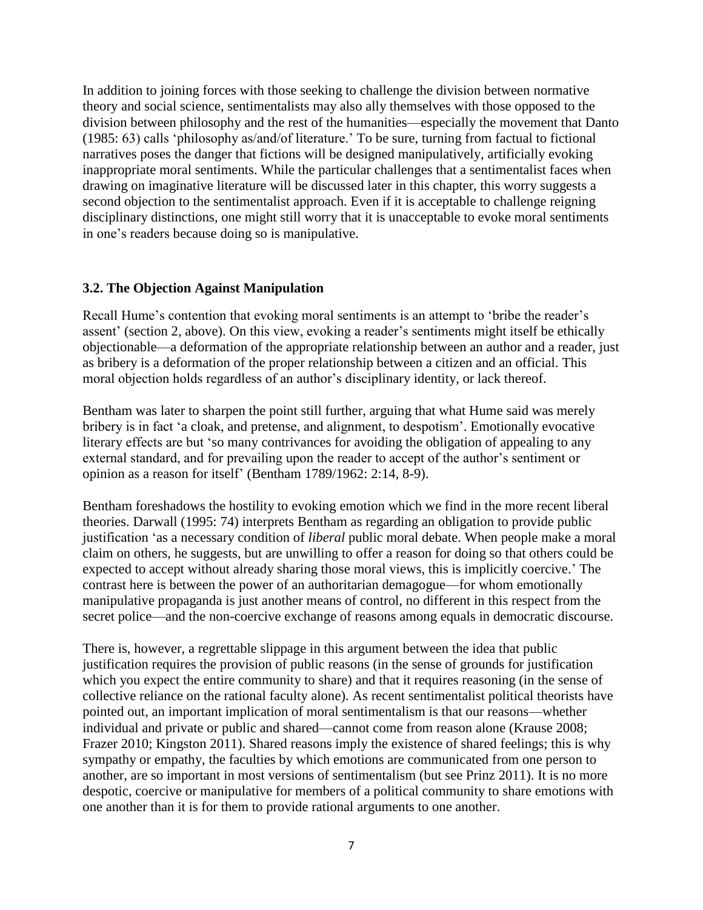In addition to joining forces with those seeking to challenge the division between normative theory and social science, sentimentalists may also ally themselves with those opposed to the division between philosophy and the rest of the humanities—especially the movement that Danto (1985: 63) calls 'philosophy as/and/of literature.' To be sure, turning from factual to fictional narratives poses the danger that fictions will be designed manipulatively, artificially evoking inappropriate moral sentiments. While the particular challenges that a sentimentalist faces when drawing on imaginative literature will be discussed later in this chapter, this worry suggests a second objection to the sentimentalist approach. Even if it is acceptable to challenge reigning disciplinary distinctions, one might still worry that it is unacceptable to evoke moral sentiments in one's readers because doing so is manipulative.

### 3.2. The Objection Against Manipulation

Recall Hume's contention that evoking moral sentiments is an attempt to 'bribe the reader's assent' (section 2, above). On this view, evoking a reader's sentiments might itself be ethically objectionable—a deformation of the appropriate relationship between an author and a reader, just as bribery is a deformation of the proper relationship between a citizen and an official. This moral objection holds regardless of an author's disciplinary identity, or lack thereof.

Bentham was later to sharpen the point still further, arguing that what Hume said was merely bribery is in fact 'a cloak, and pretense, and alignment, to despotism'. Emotionally evocative literary effects are but 'so many contrivances for avoiding the obligation of appealing to any external standard, and for prevailing upon the reader to accept of the author's sentiment or opinion as a reason for itself' (Bentham 1789/1962: 2:14, 8-9).

Bentham foreshadows the hostility to evoking emotion which we find in the more recent liberal theories. Darwall (1995: 74) interprets Bentham as regarding an obligation to provide public justification 'as a necessary condition of *liberal* public moral debate. When people make a moral claim on others, he suggests, but are unwilling to offer a reason for doing so that others could be expected to accept without already sharing those moral views, this is implicitly coercive.' The contrast here is between the power of an authoritarian demagogue—for whom emotionally manipulative propaganda is just another means of control, no different in this respect from the secret police—and the non-coercive exchange of reasons among equals in democratic discourse.

There is, however, a regrettable slippage in this argument between the idea that public justification requires the provision of public reasons (in the sense of grounds for justification which you expect the entire community to share) and that it requires reasoning (in the sense of collective reliance on the rational faculty alone). As recent sentimentalist political theorists have pointed out, an important implication of moral sentimentalism is that our reasons—whether individual and private or public and shared—cannot come from reason alone (Krause 2008; Frazer 2010; Kingston 2011). Shared reasons imply the existence of shared feelings; this is why sympathy or empathy, the faculties by which emotions are communicated from one person to another, are so important in most versions of sentimentalism (but see Prinz 2011). It is no more despotic, coercive or manipulative for members of a political community to share emotions with one another than it is for them to provide rational arguments to one another.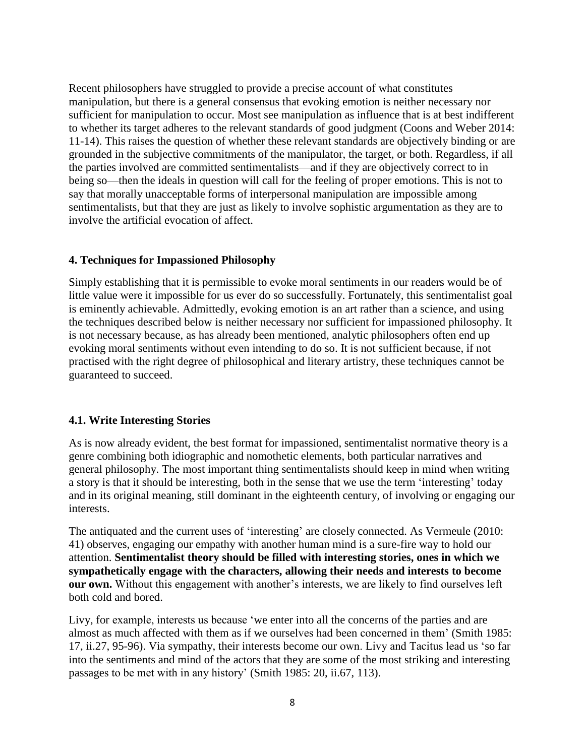Recent philosophers have struggled to provide a precise account of what constitutes manipulation, but there is a general consensus that evoking emotion is neither necessary nor sufficient for manipulation to occur. Most see manipulation as influence that is at best indifferent to whether its target adheres to the relevant standards of good judgment (Coons and Weber 2014: 11-14). This raises the question of whether these relevant standards are objectively binding or are grounded in the subjective commitments of the manipulator, the target, or both. Regardless, if all the parties involved are committed sentimentalists—and if they are objectively correct to in being so—then the ideals in question will call for the feeling of proper emotions. This is not to say that morally unacceptable forms of interpersonal manipulation are impossible among sentimentalists, but that they are just as likely to involve sophistic argumentation as they are to involve the artificial evocation of affect.

### 4. Techniques for Impassioned Philosophy

Simply establishing that it is permissible to evoke moral sentiments in our readers would be of little value were it impossible for us ever do so successfully. Fortunately, this sentimentalist goal is eminently achievable. Admittedly, evoking emotion is an art rather than a science, and using the techniques described below is neither necessary nor sufficient for impassioned philosophy. It is not necessary because, as has already been mentioned, analytic philosophers often end up evoking moral sentiments without even intending to do so. It is not sufficient because, if not practised with the right degree of philosophical and literary artistry, these techniques cannot be guaranteed to succeed.

#### 4.1. Write Interesting Stories

As is now already evident, the best format for impassioned, sentimentalist normative theory is a genre combining both idiographic and nomothetic elements, both particular narratives and general philosophy. The most important thing sentimentalists should keep in mind when writing a story is that it should be interesting, both in the sense that we use the term 'interesting' today and in its original meaning, still dominant in the eighteenth century, of involving or engaging our interests.

The antiquated and the current uses of 'interesting' are closely connected. As Vermeule (2010: 41) observes, engaging our empathy with another human mind is a sure-fire way to hold our attention. **Sentimentalist theory should be filled with interesting stories, ones in which we sympathetically engage with the characters, allowing their needs and interests to become our own.** Without this engagement with another's interests, we are likely to find ourselves left both cold and bored.

Livy, for example, interests us because 'we enter into all the concerns of the parties and are almost as much affected with them as if we ourselves had been concerned in them' (Smith 1985: 17, ii.27, 95-96). Via sympathy, their interests become our own. Livy and Tacitus lead us 'so far into the sentiments and mind of the actors that they are some of the most striking and interesting passages to be met with in any history' (Smith 1985: 20, ii.67, 113).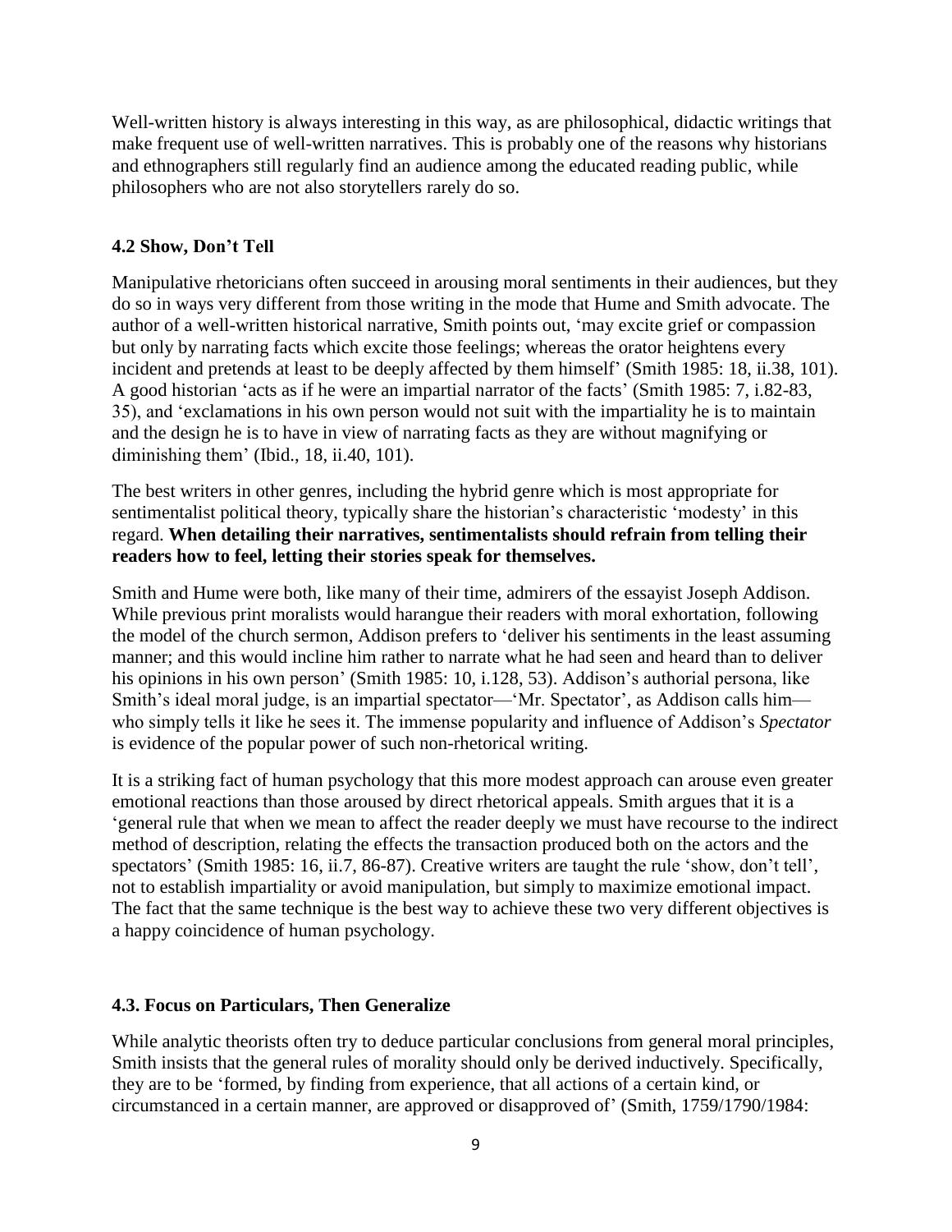Well-written history is always interesting in this way, as are philosophical, didactic writings that make frequent use of well-written narratives. This is probably one of the reasons why historians and ethnographers still regularly find an audience among the educated reading public, while philosophers who are not also storytellers rarely do so.

### 4.2 Show, Don't Tell

Manipulative rhetoricians often succeed in arousing moral sentiments in their audiences, but they do so in ways very different from those writing in the mode that Hume and Smith advocate. The author of a well-written historical narrative, Smith points out, 'may excite grief or compassion but only by narrating facts which excite those feelings; whereas the orator heightens every incident and pretends at least to be deeply affected by them himself' (Smith 1985: 18, ii.38, 101). A good historian 'acts as if he were an impartial narrator of the facts' (Smith 1985: 7, i.82-83, 35), and 'exclamations in his own person would not suit with the impartiality he is to maintain and the design he is to have in view of narrating facts as they are without magnifying or diminishing them' (Ibid., 18, ii.40, 101).

The best writers in other genres, including the hybrid genre which is most appropriate for sentimentalist political theory, typically share the historian's characteristic 'modesty' in this regard. **When detailing their narratives, sentimentalists should refrain from telling their readers how to feel, letting their stories speak for themselves.**

Smith and Hume were both, like many of their time, admirers of the essayist Joseph Addison. While previous print moralists would harangue their readers with moral exhortation, following the model of the church sermon, Addison prefers to 'deliver his sentiments in the least assuming manner; and this would incline him rather to narrate what he had seen and heard than to deliver his opinions in his own person' (Smith 1985: 10, i.128, 53). Addison's authorial persona, like Smith's ideal moral judge, is an impartial spectator—'Mr. Spectator', as Addison calls him—who simply tells it like he sees it. The immense popularity and influence of Addison's *Spectator* is evidence of the popular power of such non-rhetorical writing.

It is a striking fact of human psychology that this more modest approach can arouse even greater emotional reactions than those aroused by direct rhetorical appeals. Smith argues that it is a 'general rule that when we mean to affect the reader deeply we must have recourse to the indirect method of description, relating the effects the transaction produced both on the actors and the spectators' (Smith 1985: 16, ii.7, 86-87). Creative writers are taught the rule 'show, don't tell', not to establish impartiality or avoid manipulation, but simply to maximize emotional impact. The fact that the same technique is the best way to achieve these two very different objectives is a happy coincidence of human psychology.

### 4.3. Focus on Particulars, Then Generalize

While analytic theorists often try to deduce particular conclusions from general moral principles, Smith insists that the general rules of morality should only be derived inductively. Specifically, they are to be 'formed, by finding from experience, that all actions of a certain kind, or circumstanced in a certain manner, are approved or disapproved of' (Smith, 1759/1790/1984: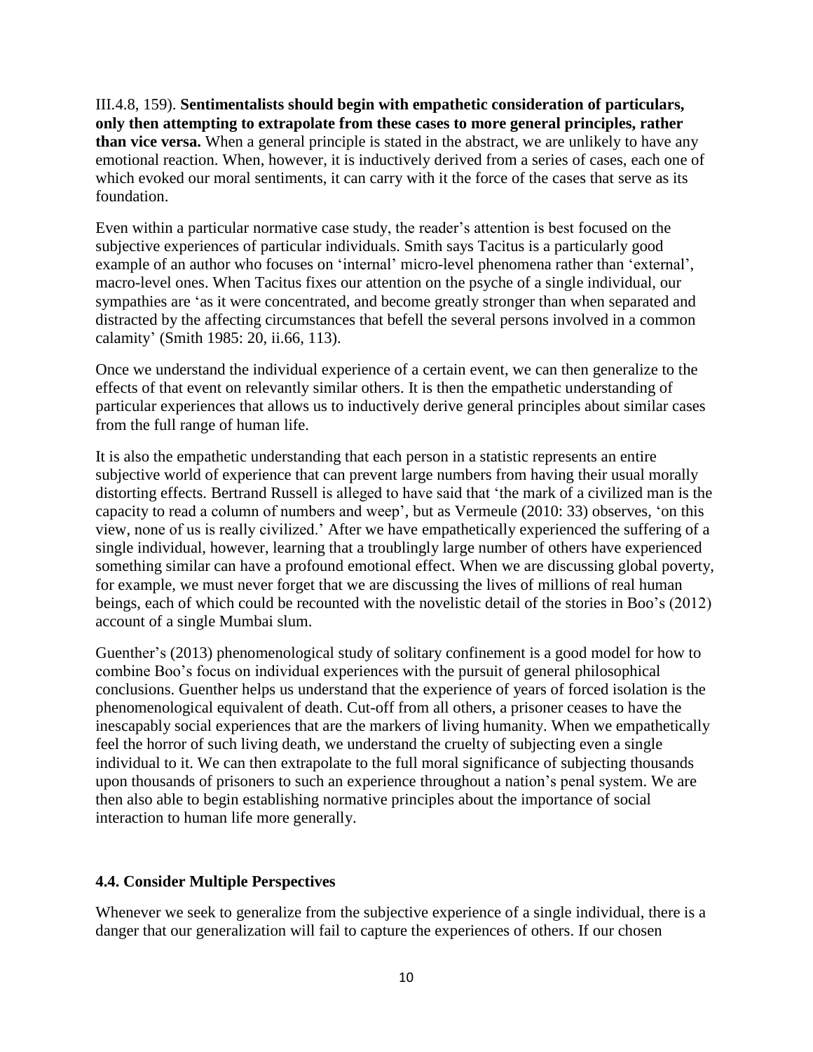III.4.8, 159). **Sentimentalists should begin with empathetic consideration of particulars, only then attempting to extrapolate from these cases to more general principles, rather than vice versa.** When a general principle is stated in the abstract, we are unlikely to have any emotional reaction. When, however, it is inductively derived from a series of cases, each one of which evoked our moral sentiments, it can carry with it the force of the cases that serve as its foundation.

Even within a particular normative case study, the reader's attention is best focused on the subjective experiences of particular individuals. Smith says Tacitus is a particularly good example of an author who focuses on 'internal' micro-level phenomena rather than 'external', macro-level ones. When Tacitus fixes our attention on the psyche of a single individual, our sympathies are 'as it were concentrated, and become greatly stronger than when separated and distracted by the affecting circumstances that befell the several persons involved in a common calamity' (Smith 1985: 20, ii.66, 113).

Once we understand the individual experience of a certain event, we can then generalize to the effects of that event on relevantly similar others. It is then the empathetic understanding of particular experiences that allows us to inductively derive general principles about similar cases from the full range of human life.

It is also the empathetic understanding that each person in a statistic represents an entire subjective world of experience that can prevent large numbers from having their usual morally distorting effects. Bertrand Russell is alleged to have said that 'the mark of a civilized man is the capacity to read a column of numbers and weep', but as Vermeule (2010: 33) observes, 'on this view, none of us is really civilized.' After we have empathetically experienced the suffering of a single individual, however, learning that a troublingly large number of others have experienced something similar can have a profound emotional effect. When we are discussing global poverty, for example, we must never forget that we are discussing the lives of millions of real human beings, each of which could be recounted with the novelistic detail of the stories in Boo's (2012) account of a single Mumbai slum.

Guenther's (2013) phenomenological study of solitary confinement is a good model for how to combine Boo's focus on individual experiences with the pursuit of general philosophical conclusions. Guenther helps us understand that the experience of years of forced isolation is the phenomenological equivalent of death. Cut-off from all others, a prisoner ceases to have the inescapably social experiences that are the markers of living humanity. When we empathetically feel the horror of such living death, we understand the cruelty of subjecting even a single individual to it. We can then extrapolate to the full moral significance of subjecting thousands upon thousands of prisoners to such an experience throughout a nation's penal system. We are then also able to begin establishing normative principles about the importance of social interaction to human life more generally.

### 4.4. Consider Multiple Perspectives

Whenever we seek to generalize from the subjective experience of a single individual, there is a danger that our generalization will fail to capture the experiences of others. If our chosen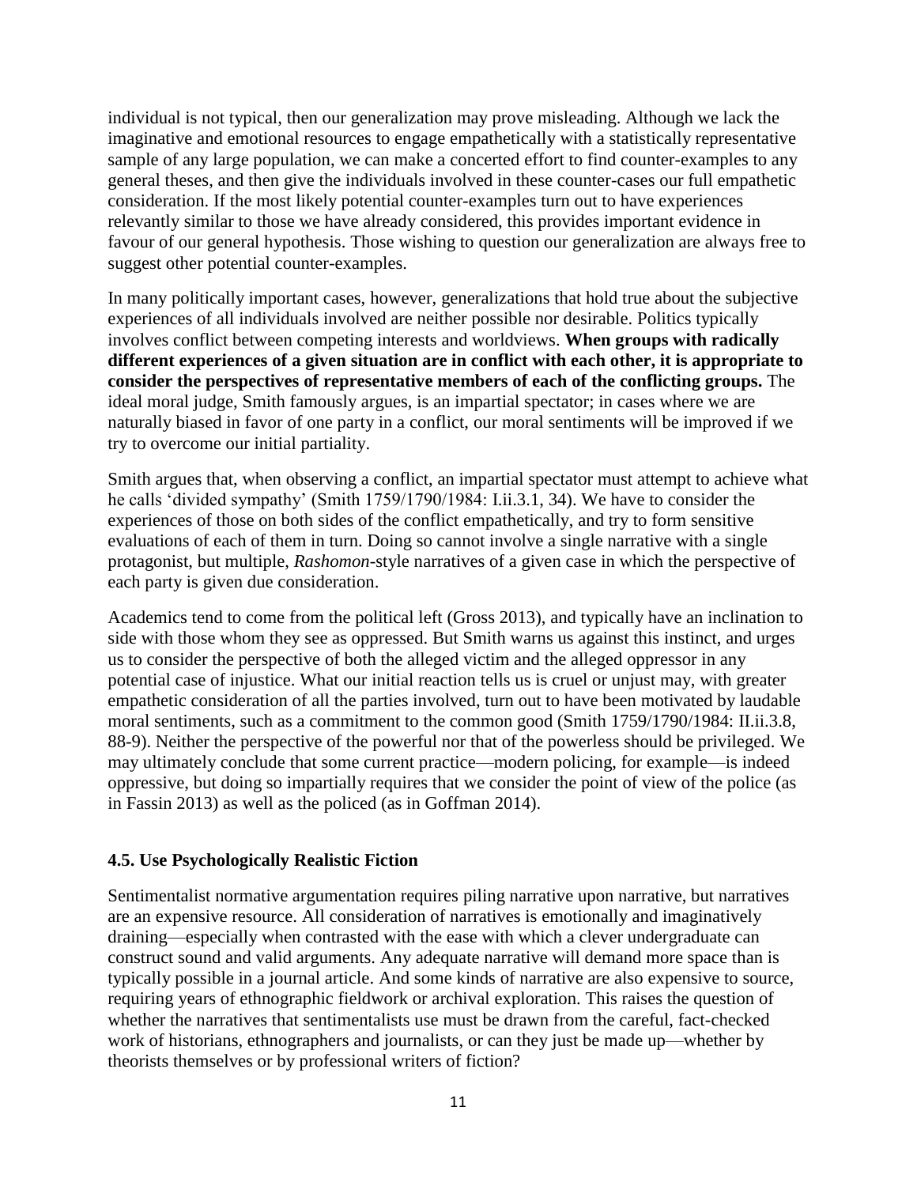individual is not typical, then our generalization may prove misleading. Although we lack the imaginative and emotional resources to engage empathetically with a statistically representative sample of any large population, we can make a concerted effort to find counter-examples to any general theses, and then give the individuals involved in these counter-cases our full empathetic consideration. If the most likely potential counter-examples turn out to have experiences relevantly similar to those we have already considered, this provides important evidence in favour of our general hypothesis. Those wishing to question our generalization are always free to suggest other potential counter-examples.

In many politically important cases, however, generalizations that hold true about the subjective experiences of all individuals involved are neither possible nor desirable. Politics typically involves conflict between competing interests and worldviews. **When groups with radically different experiences of a given situation are in conflict with each other, it is appropriate to consider the perspectives of representative members of each of the conflicting groups.** The ideal moral judge, Smith famously argues, is an impartial spectator; in cases where we are naturally biased in favor of one party in a conflict, our moral sentiments will be improved if we try to overcome our initial partiality.

Smith argues that, when observing a conflict, an impartial spectator must attempt to achieve what he calls 'divided sympathy' (Smith 1759/1790/1984: I.ii.3.1, 34). We have to consider the experiences of those on both sides of the conflict empathetically, and try to form sensitive evaluations of each of them in turn. Doing so cannot involve a single narrative with a single protagonist, but multiple, *Rashomon*-style narratives of a given case in which the perspective of each party is given due consideration.

Academics tend to come from the political left (Gross 2013), and typically have an inclination to side with those whom they see as oppressed. But Smith warns us against this instinct, and urges us to consider the perspective of both the alleged victim and the alleged oppressor in any potential case of injustice. What our initial reaction tells us is cruel or unjust may, with greater empathetic consideration of all the parties involved, turn out to have been motivated by laudable moral sentiments, such as a commitment to the common good (Smith 1759/1790/1984: II.ii.3.8, 88-9). Neither the perspective of the powerful nor that of the powerless should be privileged. We may ultimately conclude that some current practice—modern policing, for example—is indeed oppressive, but doing so impartially requires that we consider the point of view of the police (as in Fassin 2013) as well as the policed (as in Goffman 2014).

### 4.5. Use Psychologically Realistic Fiction

Sentimentalist normative argumentation requires piling narrative upon narrative, but narratives are an expensive resource. All consideration of narratives is emotionally and imaginatively draining—especially when contrasted with the ease with which a clever undergraduate can construct sound and valid arguments. Any adequate narrative will demand more space than is typically possible in a journal article. And some kinds of narrative are also expensive to source, requiring years of ethnographic fieldwork or archival exploration. This raises the question of whether the narratives that sentimentalists use must be drawn from the careful, fact-checked work of historians, ethnographers and journalists, or can they just be made up—whether by theorists themselves or by professional writers of fiction?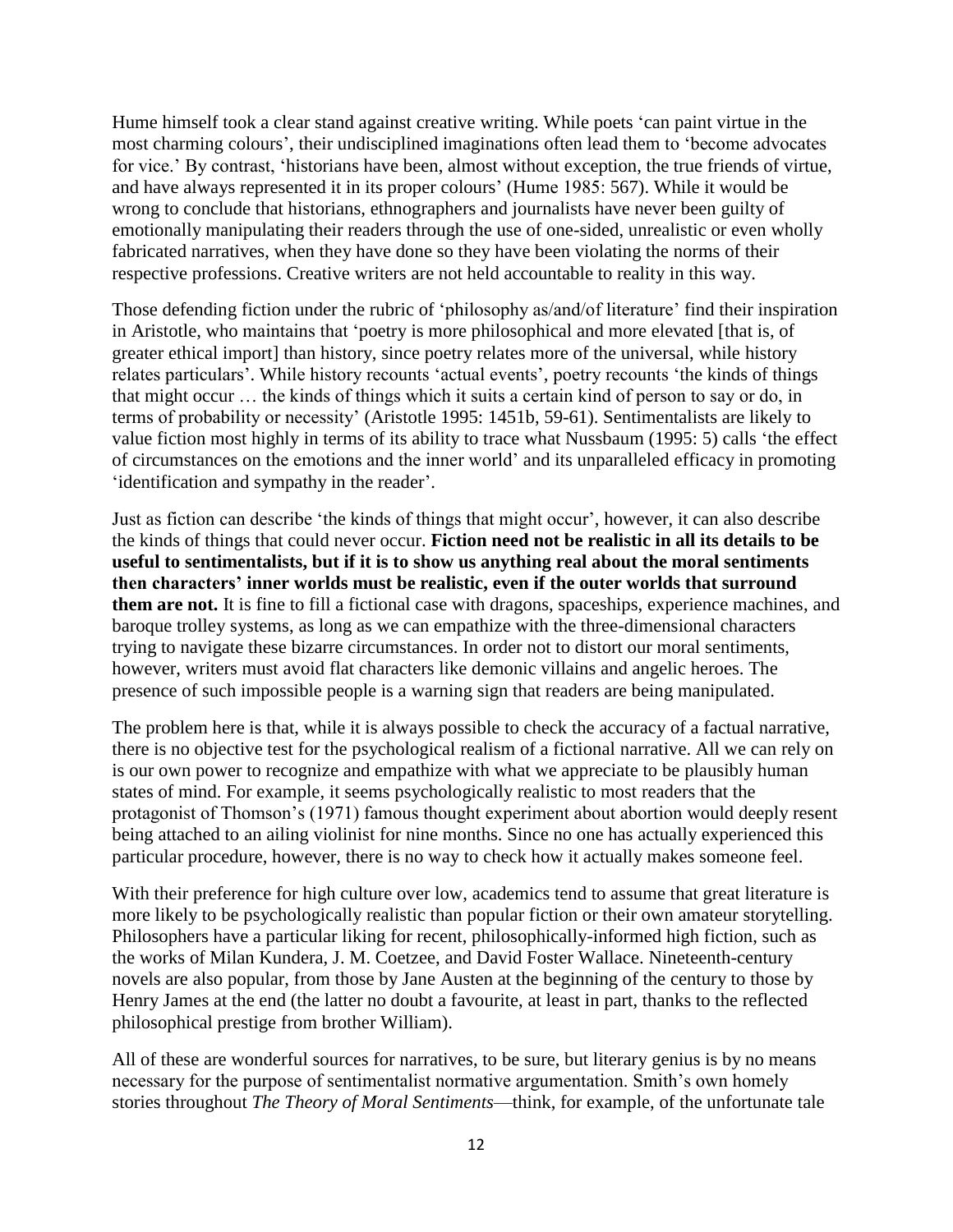Hume himself took a clear stand against creative writing. While poets 'can paint virtue in the most charming colours', their undisciplined imaginations often lead them to 'become advocates for vice.' By contrast, 'historians have been, almost without exception, the true friends of virtue, and have always represented it in its proper colours' (Hume 1985: 567). While it would be wrong to conclude that historians, ethnographers and journalists have never been guilty of emotionally manipulating their readers through the use of one-sided, unrealistic or even wholly fabricated narratives, when they have done so they have been violating the norms of their respective professions. Creative writers are not held accountable to reality in this way.

Those defending fiction under the rubric of 'philosophy as/and/of literature' find their inspiration in Aristotle, who maintains that 'poetry is more philosophical and more elevated [that is, of greater ethical import] than history, since poetry relates more of the universal, while history relates particulars'. While history recounts 'actual events', poetry recounts 'the kinds of things that might occur … the kinds of things which it suits a certain kind of person to say or do, in terms of probability or necessity' (Aristotle 1995: 1451b, 59-61). Sentimentalists are likely to value fiction most highly in terms of its ability to trace what Nussbaum (1995: 5) calls 'the effect of circumstances on the emotions and the inner world' and its unparalleled efficacy in promoting 'identification and sympathy in the reader'.

Just as fiction can describe 'the kinds of things that might occur', however, it can also describe the kinds of things that could never occur. **Fiction need not be realistic in all its details to be useful to sentimentalists, but if it is to show us anything real about the moral sentiments then characters' inner worlds must be realistic, even if the outer worlds that surround them are not.** It is fine to fill a fictional case with dragons, spaceships, experience machines, and baroque trolley systems, as long as we can empathize with the three-dimensional characters trying to navigate these bizarre circumstances. In order not to distort our moral sentiments, however, writers must avoid flat characters like demonic villains and angelic heroes. The presence of such impossible people is a warning sign that readers are being manipulated.

The problem here is that, while it is always possible to check the accuracy of a factual narrative, there is no objective test for the psychological realism of a fictional narrative. All we can rely on is our own power to recognize and empathize with what we appreciate to be plausibly human states of mind. For example, it seems psychologically realistic to most readers that the protagonist of Thomson's (1971) famous thought experiment about abortion would deeply resent being attached to an ailing violinist for nine months. Since no one has actually experienced this particular procedure, however, there is no way to check how it actually makes someone feel.

With their preference for high culture over low, academics tend to assume that great literature is more likely to be psychologically realistic than popular fiction or their own amateur storytelling. Philosophers have a particular liking for recent, philosophically-informed high fiction, such as the works of Milan Kundera, J. M. Coetzee, and David Foster Wallace. Nineteenth-century novels are also popular, from those by Jane Austen at the beginning of the century to those by Henry James at the end (the latter no doubt a favourite, at least in part, thanks to the reflected philosophical prestige from brother William).

All of these are wonderful sources for narratives, to be sure, but literary genius is by no means necessary for the purpose of sentimentalist normative argumentation. Smith's own homely stories throughout *The Theory of Moral Sentiments*—think, for example, of the unfortunate tale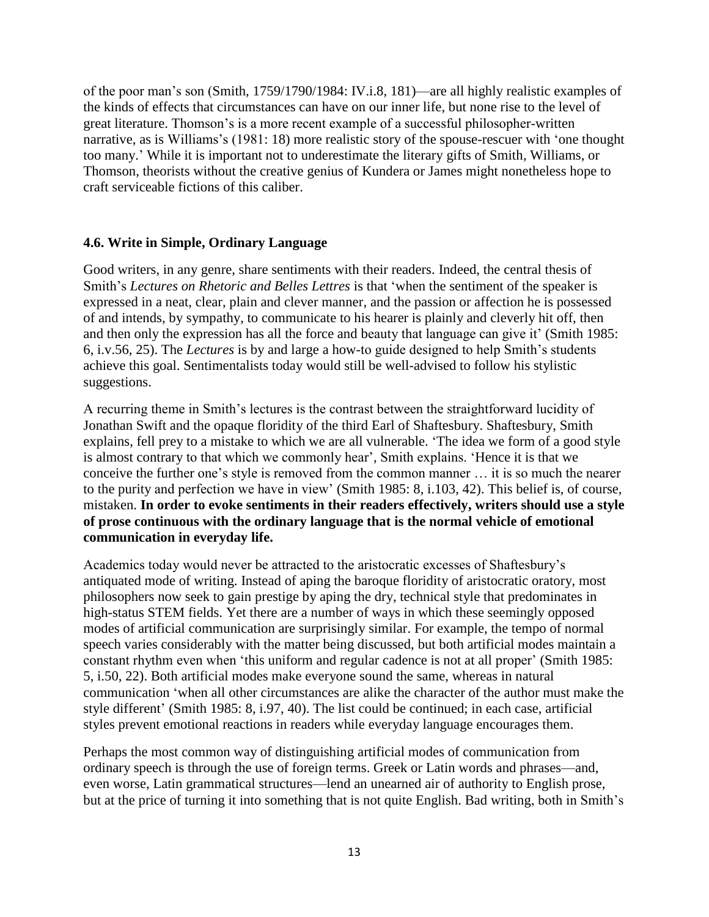of the poor man's son (Smith, 1759/1790/1984: IV.i.8, 181)—are all highly realistic examples of the kinds of effects that circumstances can have on our inner life, but none rise to the level of great literature. Thomson's is a more recent example of a successful philosopher-written narrative, as is Williams's (1981: 18) more realistic story of the spouse-rescuer with 'one thought too many.' While it is important not to underestimate the literary gifts of Smith, Williams, or Thomson, theorists without the creative genius of Kundera or James might nonetheless hope to craft serviceable fictions of this caliber.

### 4.6. Write in Simple, Ordinary Language

Good writers, in any genre, share sentiments with their readers. Indeed, the central thesis of Smith's *Lectures on Rhetoric and Belles Lettres* is that 'when the sentiment of the speaker is expressed in a neat, clear, plain and clever manner, and the passion or affection he is possessed of and intends, by sympathy, to communicate to his hearer is plainly and cleverly hit off, then and then only the expression has all the force and beauty that language can give it' (Smith 1985: 6, i.v.56, 25). The *Lectures* is by and large a how-to guide designed to help Smith's students achieve this goal. Sentimentalists today would still be well-advised to follow his stylistic suggestions.

A recurring theme in Smith's lectures is the contrast between the straightforward lucidity of Jonathan Swift and the opaque floridity of the third Earl of Shaftesbury. Shaftesbury, Smith explains, fell prey to a mistake to which we are all vulnerable. 'The idea we form of a good style is almost contrary to that which we commonly hear', Smith explains. 'Hence it is that we conceive the further one's style is removed from the common manner … it is so much the nearer to the purity and perfection we have in view' (Smith 1985: 8, i.103, 42). This belief is, of course, mistaken. **In order to evoke sentiments in their readers effectively, writers should use a style of prose continuous with the ordinary language that is the normal vehicle of emotional communication in everyday life.**

Academics today would never be attracted to the aristocratic excesses of Shaftesbury's antiquated mode of writing. Instead of aping the baroque floridity of aristocratic oratory, most philosophers now seek to gain prestige by aping the dry, technical style that predominates in high-status STEM fields. Yet there are a number of ways in which these seemingly opposed modes of artificial communication are surprisingly similar. For example, the tempo of normal speech varies considerably with the matter being discussed, but both artificial modes maintain a constant rhythm even when 'this uniform and regular cadence is not at all proper' (Smith 1985: 5, i.50, 22). Both artificial modes make everyone sound the same, whereas in natural communication 'when all other circumstances are alike the character of the author must make the style different' (Smith 1985: 8, i.97, 40). The list could be continued; in each case, artificial styles prevent emotional reactions in readers while everyday language encourages them.

Perhaps the most common way of distinguishing artificial modes of communication from ordinary speech is through the use of foreign terms. Greek or Latin words and phrases—and, even worse, Latin grammatical structures—lend an unearned air of authority to English prose, but at the price of turning it into something that is not quite English. Bad writing, both in Smith's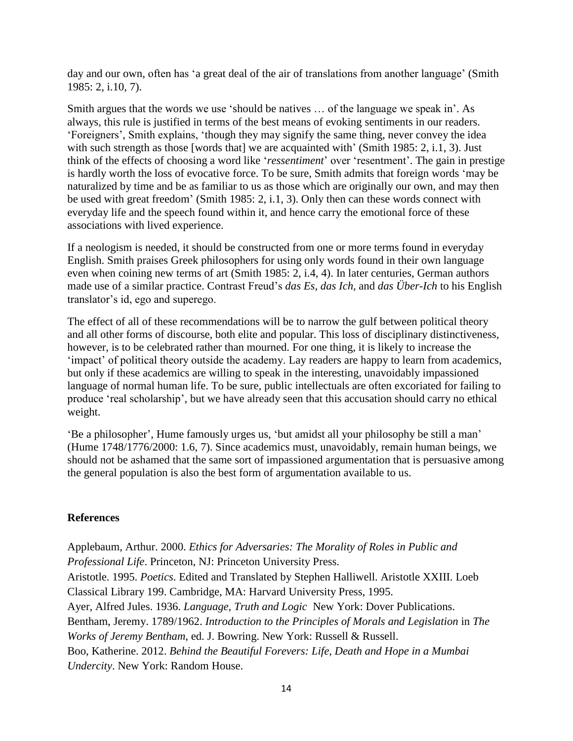day and our own, often has 'a great deal of the air of translations from another language' (Smith 1985: 2, i.10, 7).

Smith argues that the words we use 'should be natives … of the language we speak in'. As always, this rule is justified in terms of the best means of evoking sentiments in our readers. 'Foreigners', Smith explains, 'though they may signify the same thing, never convey the idea with such strength as those [words that] we are acquainted with' (Smith 1985: 2, i.1, 3). Just think of the effects of choosing a word like '*ressentiment*' over 'resentment'. The gain in prestige is hardly worth the loss of evocative force. To be sure, Smith admits that foreign words 'may be naturalized by time and be as familiar to us as those which are originally our own, and may then be used with great freedom' (Smith 1985: 2, i.1, 3). Only then can these words connect with everyday life and the speech found within it, and hence carry the emotional force of these associations with lived experience.

If a neologism is needed, it should be constructed from one or more terms found in everyday English. Smith praises Greek philosophers for using only words found in their own language even when coining new terms of art (Smith 1985: 2, i.4, 4). In later centuries, German authors made use of a similar practice. Contrast Freud's *das Es*, *das Ich*, and *das Über-Ich* to his English translator's id, ego and superego.

The effect of all of these recommendations will be to narrow the gulf between political theory and all other forms of discourse, both elite and popular. This loss of disciplinary distinctiveness, however, is to be celebrated rather than mourned. For one thing, it is likely to increase the 'impact' of political theory outside the academy. Lay readers are happy to learn from academics, but only if these academics are willing to speak in the interesting, unavoidably impassioned language of normal human life. To be sure, public intellectuals are often excoriated for failing to produce 'real scholarship', but we have already seen that this accusation should carry no ethical weight.

'Be a philosopher', Hume famously urges us, 'but amidst all your philosophy be still a man' (Hume 1748/1776/2000: 1.6, 7). Since academics must, unavoidably, remain human beings, we should not be ashamed that the same sort of impassioned argumentation that is persuasive among the general population is also the best form of argumentation available to us.

## References

Applebaum, Arthur. 2000. *Ethics for Adversaries: The Morality of Roles in Public and Professional Life*. Princeton, NJ: Princeton University Press.

Aristotle. 1995. *Poetics*. Edited and Translated by Stephen Halliwell. Aristotle XXIII. Loeb Classical Library 199. Cambridge, MA: Harvard University Press, 1995.

Ayer, Alfred Jules. 1936. *Language, Truth and Logic* New York: Dover Publications.

Bentham, Jeremy. 1789/1962. *Introduction to the Principles of Morals and Legislation* in *The Works of Jeremy Bentham*, ed. J. Bowring. New York: Russell & Russell.

Boo, Katherine. 2012. *Behind the Beautiful Forevers: Life, Death and Hope in a Mumbai Undercity*. New York: Random House.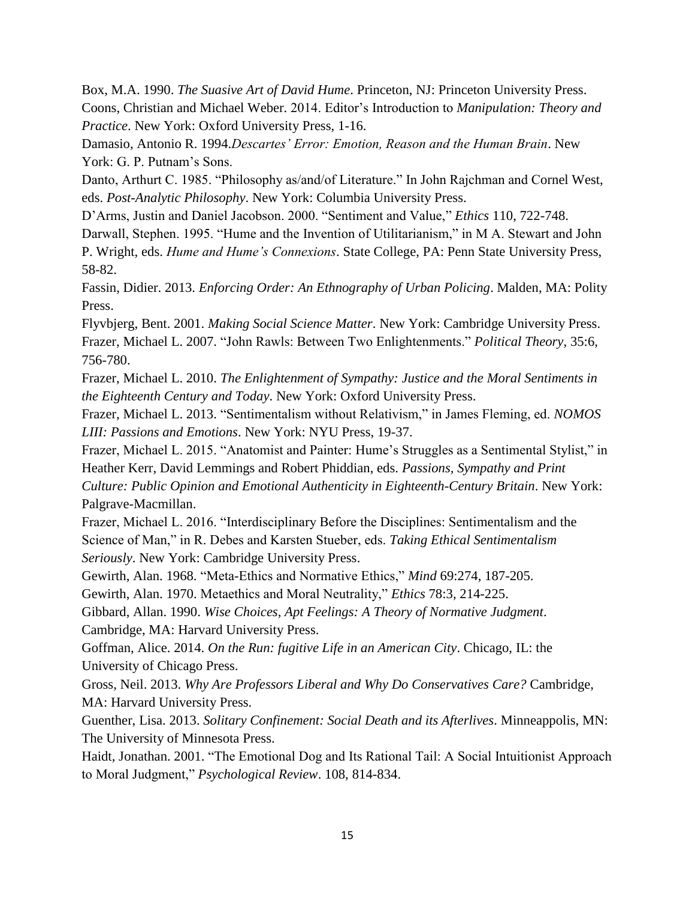Box, M.A. 1990. *The Suasive Art of David Hume*. Princeton, NJ: Princeton University Press.

Coons, Christian and Michael Weber. 2014. Editor's Introduction to *Manipulation: Theory and Practice*. New York: Oxford University Press, 1-16.

Damasio, Antonio R. 1994.*Descartes' Error: Emotion, Reason and the Human Brain*. New York: G. P. Putnam's Sons.

Danto, Arthurt C. 1985. "Philosophy as/and/of Literature." In John Rajchman and Cornel West, eds. *Post-Analytic Philosophy*. New York: Columbia University Press.

D'Arms, Justin and Daniel Jacobson. 2000. "Sentiment and Value," *Ethics* 110, 722-748.

Darwall, Stephen. 1995. "Hume and the Invention of Utilitarianism," in M A. Stewart and John P. Wright, eds. *Hume and Hume's Connexions*. State College, PA: Penn State University Press, 58-82.

Fassin, Didier. 2013. *Enforcing Order: An Ethnography of Urban Policing*. Malden, MA: Polity Press.

Flyvbjerg, Bent. 2001. *Making Social Science Matter*. New York: Cambridge University Press.

Frazer, Michael L. 2007. "John Rawls: Between Two Enlightenments." *Political Theory*, 35:6, 756-780.

Frazer, Michael L. 2010. *The Enlightenment of Sympathy: Justice and the Moral Sentiments in the Eighteenth Century and Today*. New York: Oxford University Press.

Frazer, Michael L. 2013. "Sentimentalism without Relativism," in James Fleming, ed. *NOMOS LIII: Passions and Emotions*. New York: NYU Press, 19-37.

Frazer, Michael L. 2015. "Anatomist and Painter: Hume's Struggles as a Sentimental Stylist," in Heather Kerr, David Lemmings and Robert Phiddian, eds. *Passions, Sympathy and Print Culture: Public Opinion and Emotional Authenticity in Eighteenth-Century Britain*. New York: Palgrave-Macmillan.

Frazer, Michael L. 2016. "Interdisciplinary Before the Disciplines: Sentimentalism and the Science of Man," in R. Debes and Karsten Stueber, eds. *Taking Ethical Sentimentalism Seriously*. New York: Cambridge University Press.

Gewirth, Alan. 1968. "Meta-Ethics and Normative Ethics," *Mind* 69:274, 187-205.

Gewirth, Alan. 1970. Metaethics and Moral Neutrality," *Ethics* 78:3, 214-225.

Gibbard, Allan. 1990. *Wise Choices, Apt Feelings: A Theory of Normative Judgment*. Cambridge, MA: Harvard University Press.

Goffman, Alice. 2014. *On the Run: fugitive Life in an American City*. Chicago, IL: the University of Chicago Press.

Gross, Neil. 2013. *Why Are Professors Liberal and Why Do Conservatives Care?* Cambridge, MA: Harvard University Press.

Guenther, Lisa. 2013. *Solitary Confinement: Social Death and its Afterlives*. Minneappolis, MN: The University of Minnesota Press.

Haidt, Jonathan. 2001. "The Emotional Dog and Its Rational Tail: A Social Intuitionist Approach to Moral Judgment," *Psychological Review*. 108, 814-834.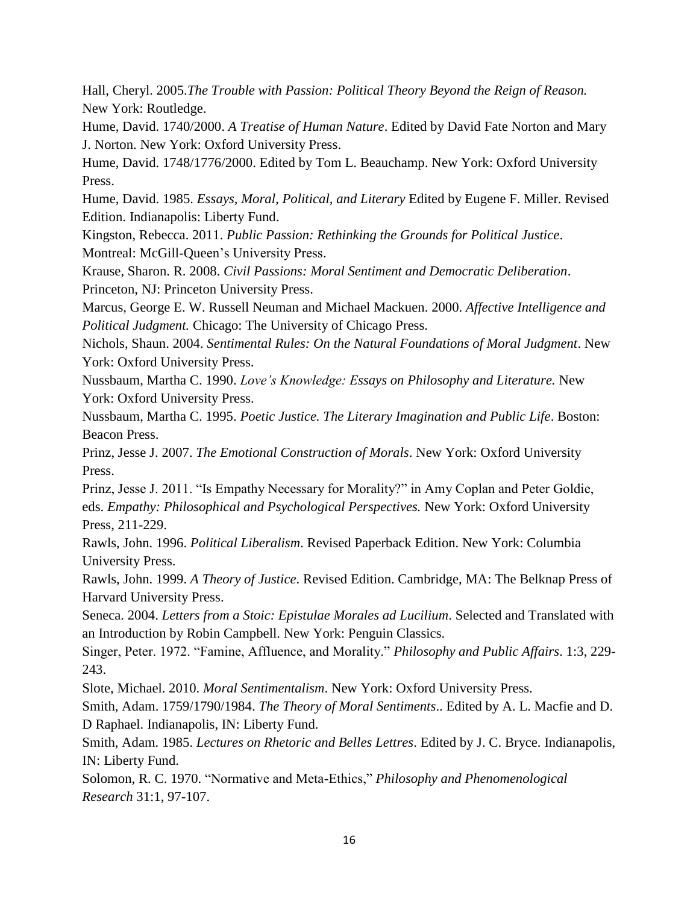Hall, Cheryl. 2005.*The Trouble with Passion: Political Theory Beyond the Reign of Reason.* New York: Routledge.

Hume, David. 1740/2000. *A Treatise of Human Nature*. Edited by David Fate Norton and Mary J. Norton. New York: Oxford University Press.

Hume, David. 1748/1776/2000. Edited by Tom L. Beauchamp. New York: Oxford University Press.

Hume, David. 1985. *Essays, Moral, Political, and Literary* Edited by Eugene F. Miller. Revised Edition. Indianapolis: Liberty Fund.

Kingston, Rebecca. 2011. *Public Passion: Rethinking the Grounds for Political Justice*. Montreal: McGill-Queen's University Press.

Krause, Sharon. R. 2008. *Civil Passions: Moral Sentiment and Democratic Deliberation*. Princeton, NJ: Princeton University Press.

Marcus, George E. W. Russell Neuman and Michael Mackuen. 2000. *Affective Intelligence and Political Judgment.* Chicago: The University of Chicago Press.

Nichols, Shaun. 2004. *Sentimental Rules: On the Natural Foundations of Moral Judgment*. New York: Oxford University Press.

Nussbaum, Martha C. 1990. *Love's Knowledge: Essays on Philosophy and Literature.* New York: Oxford University Press.

Nussbaum, Martha C. 1995. *Poetic Justice. The Literary Imagination and Public Life*. Boston: Beacon Press.

Prinz, Jesse J. 2007. *The Emotional Construction of Morals*. New York: Oxford University Press.

Prinz, Jesse J. 2011. "Is Empathy Necessary for Morality?" in Amy Coplan and Peter Goldie, eds. *Empathy: Philosophical and Psychological Perspectives.* New York: Oxford University Press, 211-229.

Rawls, John. 1996. *Political Liberalism*. Revised Paperback Edition. New York: Columbia University Press.

Rawls, John. 1999. *A Theory of Justice*. Revised Edition. Cambridge, MA: The Belknap Press of Harvard University Press.

Seneca. 2004. *Letters from a Stoic: Epistulae Morales ad Lucilium*. Selected and Translated with an Introduction by Robin Campbell. New York: Penguin Classics.

Singer, Peter. 1972. "Famine, Affluence, and Morality." *Philosophy and Public Affairs*. 1:3, 229-243.

Slote, Michael. 2010. *Moral Sentimentalism*. New York: Oxford University Press.

Smith, Adam. 1759/1790/1984. *The Theory of Moral Sentiments*.. Edited by A. L. Macfie and D. D Raphael. Indianapolis, IN: Liberty Fund.

Smith, Adam. 1985. *Lectures on Rhetoric and Belles Lettres*. Edited by J. C. Bryce. Indianapolis, IN: Liberty Fund.

Solomon, R. C. 1970. "Normative and Meta-Ethics," *Philosophy and Phenomenological Research* 31:1, 97-107.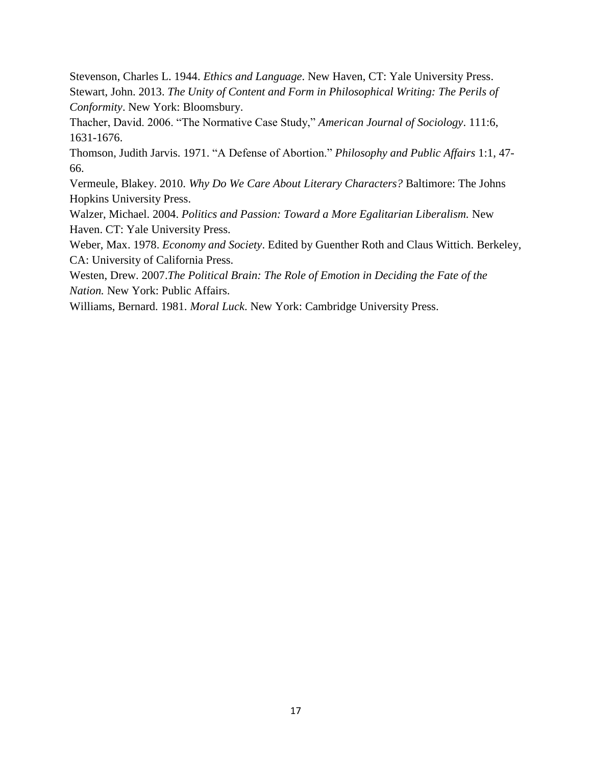Stevenson, Charles L. 1944. *Ethics and Language*. New Haven, CT: Yale University Press.

Stewart, John. 2013. *The Unity of Content and Form in Philosophical Writing: The Perils of Conformity*. New York: Bloomsbury.

Thacher, David. 2006. "The Normative Case Study," *American Journal of Sociology*. 111:6, 1631-1676.

Thomson, Judith Jarvis. 1971. "A Defense of Abortion." *Philosophy and Public Affairs* 1:1, 47-66.

Vermeule, Blakey. 2010. *Why Do We Care About Literary Characters?* Baltimore: The Johns Hopkins University Press.

Walzer, Michael. 2004. *Politics and Passion: Toward a More Egalitarian Liberalism.* New Haven. CT: Yale University Press.

Weber, Max. 1978. *Economy and Society*. Edited by Guenther Roth and Claus Wittich. Berkeley, CA: University of California Press.

Westen, Drew. 2007.*The Political Brain: The Role of Emotion in Deciding the Fate of the Nation.* New York: Public Affairs.

Williams, Bernard. 1981. *Moral Luck*. New York: Cambridge University Press.